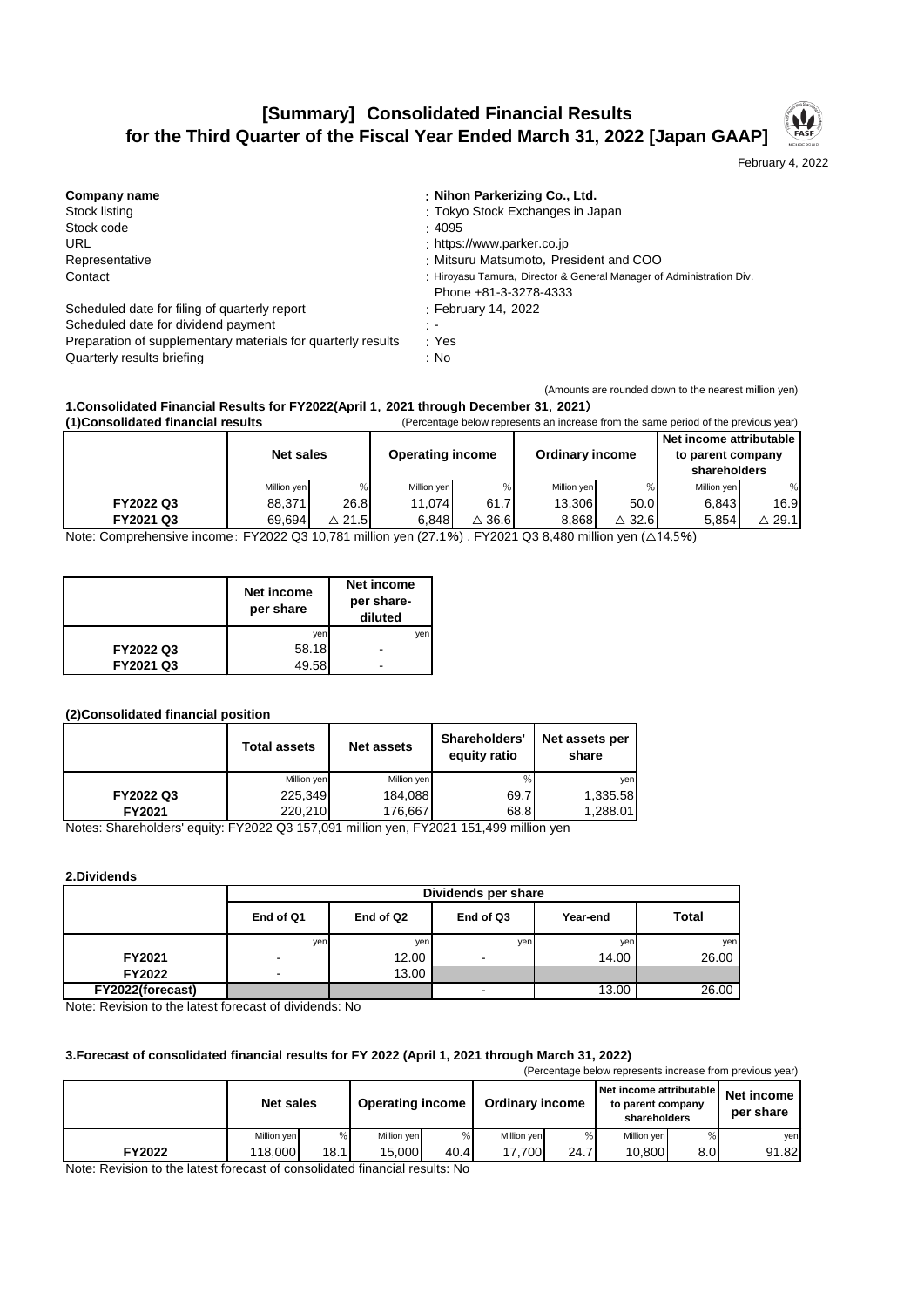# [Summary] Consolidated Financial Results for the Third Quarter of the Fiscal Year Ended March 31, 2022 [Japan GAAP]

February 4, 2022

| | |
|---|---|
| **Company name** | **: Nihon Parkerizing Co., Ltd.** |
| Stock listing | : Tokyo Stock Exchanges in Japan |
| Stock code | : 4095 |
| URL | : https://www.parker.co.jp |
| Representative | : Mitsuru Matsumoto, President and COO |
| Contact | : Hiroyasu Tamura, Director & General Manager of Administration Div. Phone +81-3-3278-4333 |
| Scheduled date for filing of quarterly report | : February 14, 2022 |
| Scheduled date for dividend payment | : - |
| Preparation of supplementary materials for quarterly results | : Yes |
| Quarterly results briefing | : No |

(Amounts are rounded down to the nearest million yen)

## 1.Consolidated Financial Results for FY2022(April 1, 2021 through December 31, 2021)

### (1)Consolidated financial results

(Percentage below represents an increase from the same period of the previous year)

| | Net sales | | Operating income | | Ordinary income | | Net income attributable to parent company shareholders | |
|---|---|---|---|---|---|---|---|---|
| | Million yen | % | Million yen | % | Million yen | % | Million yen | % |
| **FY2022 Q3** | 88,371 | 26.8 | 11,074 | 61.7 | 13,306 | 50.0 | 6,843 | 16.9 |
| **FY2021 Q3** | 69,694 | △ 21.5 | 6,848 | △ 36.6 | 8,868 | △ 32.6 | 5,854 | △ 29.1 |

Note: Comprehensive income: FY2022 Q3 10,781 million yen (27.1%) , FY2021 Q3 8,480 million yen (△14.5%)

| | Net income per share | Net income per share-diluted |
|---|---|---|
| | yen | yen |
| **FY2022 Q3** | 58.18 | - |
| **FY2021 Q3** | 49.58 | - |

### (2)Consolidated financial position

| | Total assets | Net assets | Shareholders' equity ratio | Net assets per share |
|---|---|---|---|---|
| | Million yen | Million yen | % | yen |
| **FY2022 Q3** | 225,349 | 184,088 | 69.7 | 1,335.58 |
| **FY2021** | 220,210 | 176,667 | 68.8 | 1,288.01 |

Notes: Shareholders' equity: FY2022 Q3 157,091 million yen, FY2021 151,499 million yen

## 2.Dividends

| | Dividends per share | | | | |
|---|---|---|---|---|---|
| | End of Q1 | End of Q2 | End of Q3 | Year-end | Total |
| | yen | yen | yen | yen | yen |
| **FY2021** | - | 12.00 | - | 14.00 | 26.00 |
| **FY2022** | - | 13.00 | | | |
| **FY2022(forecast)** | | | - | 13.00 | 26.00 |

Note: Revision to the latest forecast of dividends: No

## 3.Forecast of consolidated financial results for FY 2022 (April 1, 2021 through March 31, 2022)

(Percentage below represents increase from previous year)

| | Net sales | | Operating income | | Ordinary income | | Net income attributable to parent company shareholders | | Net income per share |
|---|---|---|---|---|---|---|---|---|---|
| | Million yen | % | Million yen | % | Million yen | % | Million yen | % | yen |
| **FY2022** | 118,000 | 18.1 | 15,000 | 40.4 | 17,700 | 24.7 | 10,800 | 8.0 | 91.82 |

Note: Revision to the latest forecast of consolidated financial results: No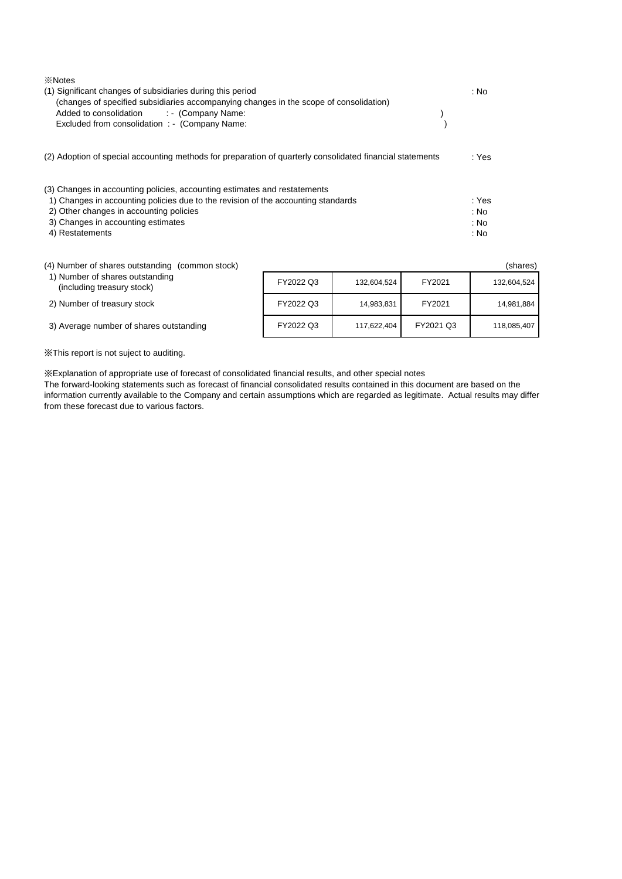※Notes

(1) Significant changes of subsidiaries during this period : No
(changes of specified subsidiaries accompanying changes in the scope of consolidation)
Added to consolidation : - (Company Name: )
Excluded from consolidation : - (Company Name: )

(2) Adoption of special accounting methods for preparation of quarterly consolidated financial statements : Yes

(3) Changes in accounting policies, accounting estimates and restatements
1) Changes in accounting policies due to the revision of the accounting standards : Yes
2) Other changes in accounting policies : No
3) Changes in accounting estimates : No
4) Restatements : No

(4) Number of shares outstanding (common stock) (shares)

| | | | | |
|---|---|---|---|---|
| 1) Number of shares outstanding (including treasury stock) | FY2022 Q3 | 132,604,524 | FY2021 | 132,604,524 |
| 2) Number of treasury stock | FY2022 Q3 | 14,983,831 | FY2021 | 14,981,884 |
| 3) Average number of shares outstanding | FY2022 Q3 | 117,622,404 | FY2021 Q3 | 118,085,407 |

※This report is not suject to auditing.

※Explanation of appropriate use of forecast of consolidated financial results, and other special notes
The forward-looking statements such as forecast of financial consolidated results contained in this document are based on the information currently available to the Company and certain assumptions which are regarded as legitimate. Actual results may differ from these forecast due to various factors.